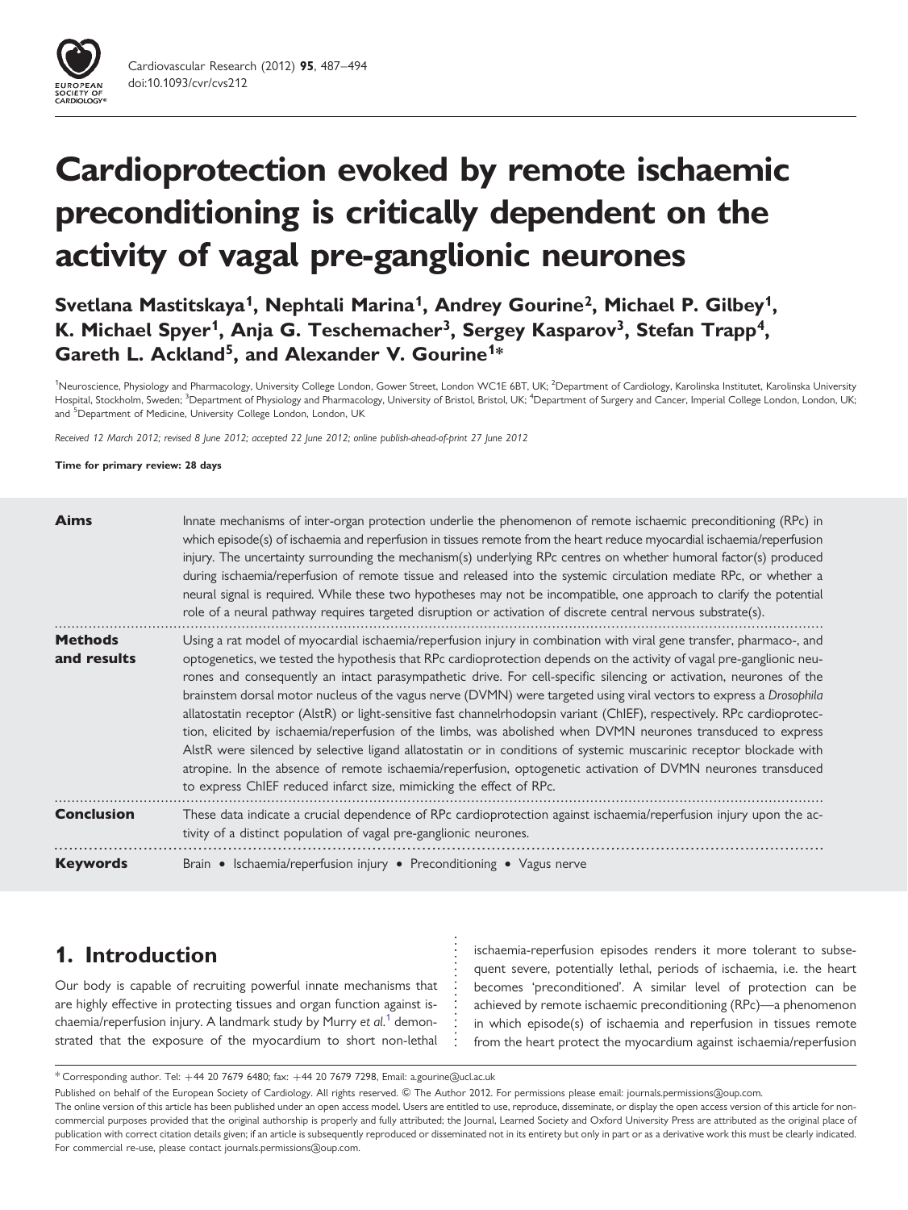# Cardioprotection evoked by remote ischaemic preconditioning is critically dependent on the activity of vagal pre-ganglionic neurones

**Svetlana Mastitskaya[1], Nephtali Marina[1], Andrey Gourine[2], Michael P. Gilbey[1], K. Michael Spyer[1], Anja G. Teschemacher[3], Sergey Kasparov[3], Stefan Trapp[4], Gareth L. Ackland[5], and Alexander V. Gourine[1]***

[1]Neuroscience, Physiology and Pharmacology, University College London, Gower Street, London WC1E 6BT, UK; [2]Department of Cardiology, Karolinska Institutet, Karolinska University Hospital, Stockholm, Sweden; [3]Department of Physiology and Pharmacology, University of Bristol, Bristol, UK; [4]Department of Surgery and Cancer, Imperial College London, London, UK; and [5]Department of Medicine, University College London, London, UK

*Received 12 March 2012; revised 8 June 2012; accepted 22 June 2012; online publish-ahead-of-print 27 June 2012*

**Time for primary review: 28 days**

**Aims** Innate mechanisms of inter-organ protection underlie the phenomenon of remote ischaemic preconditioning (RPc) in which episode(s) of ischaemia and reperfusion in tissues remote from the heart reduce myocardial ischaemia/reperfusion injury. The uncertainty surrounding the mechanism(s) underlying RPc centres on whether humoral factor(s) produced during ischaemia/reperfusion of remote tissue and released into the systemic circulation mediate RPc, or whether a neural signal is required. While these two hypotheses may not be incompatible, one approach to clarify the potential role of a neural pathway requires targeted disruption or activation of discrete central nervous substrate(s).

**Methods and results** Using a rat model of myocardial ischaemia/reperfusion injury in combination with viral gene transfer, pharmaco-, and optogenetics, we tested the hypothesis that RPc cardioprotection depends on the activity of vagal pre-ganglionic neurones and consequently an intact parasympathetic drive. For cell-specific silencing or activation, neurones of the brainstem dorsal motor nucleus of the vagus nerve (DVMN) were targeted using viral vectors to express a *Drosophila* allatostatin receptor (AlstR) or light-sensitive fast channelrhodopsin variant (ChIEF), respectively. RPc cardioprotection, elicited by ischaemia/reperfusion of the limbs, was abolished when DVMN neurones transduced to express AlstR were silenced by selective ligand allatostatin or in conditions of systemic muscarinic receptor blockade with atropine. In the absence of remote ischaemia/reperfusion, optogenetic activation of DVMN neurones transduced to express ChIEF reduced infarct size, mimicking the effect of RPc.

**Conclusion** These data indicate a crucial dependence of RPc cardioprotection against ischaemia/reperfusion injury upon the activity of a distinct population of vagal pre-ganglionic neurones.

**Keywords** Brain • Ischaemia/reperfusion injury • Preconditioning • Vagus nerve

## 1. Introduction

Our body is capable of recruiting powerful innate mechanisms that are highly effective in protecting tissues and organ function against ischaemia/reperfusion injury. A landmark study by Murry *et al.*[1] demonstrated that the exposure of the myocardium to short non-lethal ischaemia-reperfusion episodes renders it more tolerant to subsequent severe, potentially lethal, periods of ischaemia, i.e. the heart becomes 'preconditioned'. A similar level of protection can be achieved by remote ischaemic preconditioning (RPc)—a phenomenon in which episode(s) of ischaemia and reperfusion in tissues remote from the heart protect the myocardium against ischaemia/reperfusion

* Corresponding author. Tel: +44 20 7679 6480; fax: +44 20 7679 7298, Email: a.gourine@ucl.ac.uk

Published on behalf of the European Society of Cardiology. All rights reserved. © The Author 2012. For permissions please email: journals.permissions@oup.com.

The online version of this article has been published under an open access model. Users are entitled to use, reproduce, disseminate, or display the open access version of this article for non-commercial purposes provided that the original authorship is properly and fully attributed; the Journal, Learned Society and Oxford University Press are attributed as the original place of publication with correct citation details given; if an article is subsequently reproduced or disseminated not in its entirety but only in part or as a derivative work this must be clearly indicated. For commercial re-use, please contact journals.permissions@oup.com.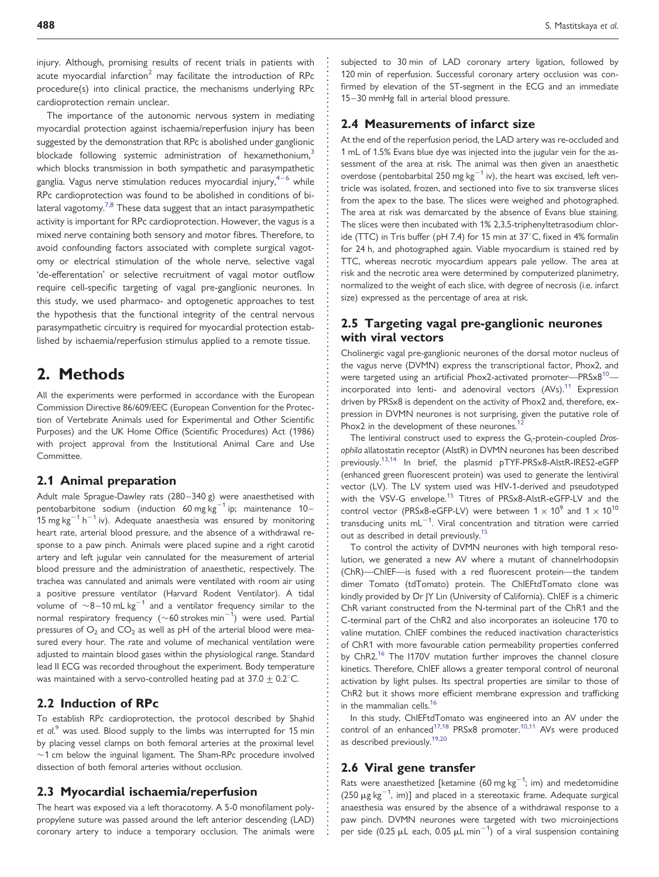injury. Although, promising results of recent trials in patients with acute myocardial infarction[2] may facilitate the introduction of RPc procedure(s) into clinical practice, the mechanisms underlying RPc cardioprotection remain unclear.

The importance of the autonomic nervous system in mediating myocardial protection against ischaemia/reperfusion injury has been suggested by the demonstration that RPc is abolished under ganglionic blockade following systemic administration of hexamethonium,[3] which blocks transmission in both sympathetic and parasympathetic ganglia. Vagus nerve stimulation reduces myocardial injury,[4–6] while RPc cardioprotection was found to be abolished in conditions of bilateral vagotomy.[7,8] These data suggest that an intact parasympathetic activity is important for RPc cardioprotection. However, the vagus is a mixed nerve containing both sensory and motor fibres. Therefore, to avoid confounding factors associated with complete surgical vagotomy or electrical stimulation of the whole nerve, selective vagal 'de-efferentation' or selective recruitment of vagal motor outflow require cell-specific targeting of vagal pre-ganglionic neurones. In this study, we used pharmaco- and optogenetic approaches to test the hypothesis that the functional integrity of the central nervous parasympathetic circuitry is required for myocardial protection established by ischaemia/reperfusion stimulus applied to a remote tissue.

# 2. Methods

All the experiments were performed in accordance with the European Commission Directive 86/609/EEC (European Convention for the Protection of Vertebrate Animals used for Experimental and Other Scientific Purposes) and the UK Home Office (Scientific Procedures) Act (1986) with project approval from the Institutional Animal Care and Use Committee.

## 2.1 Animal preparation

Adult male Sprague-Dawley rats (280–340 g) were anaesthetised with pentobarbitone sodium (induction 60 mg $kg^{-1}$ ip; maintenance 10–15 mg $kg^{-1}$ $h^{-1}$ iv). Adequate anaesthesia was ensured by monitoring heart rate, arterial blood pressure, and the absence of a withdrawal response to a paw pinch. Animals were placed supine and a right carotid artery and left jugular vein cannulated for the measurement of arterial blood pressure and the administration of anaesthetic, respectively. The trachea was cannulated and animals were ventilated with room air using a positive pressure ventilator (Harvard Rodent Ventilator). A tidal volume of ∼8–10 mL $kg^{-1}$ and a ventilator frequency similar to the normal respiratory frequency (∼60 strokes $min^{-1}$) were used. Partial pressures of $O_2$ and $CO_2$ as well as pH of the arterial blood were measured every hour. The rate and volume of mechanical ventilation were adjusted to maintain blood gases within the physiological range. Standard lead II ECG was recorded throughout the experiment. Body temperature was maintained with a servo-controlled heating pad at 37.0 ± 0.2°C.

## 2.2 Induction of RPc

To establish RPc cardioprotection, the protocol described by Shahid *et al.*[9] was used. Blood supply to the limbs was interrupted for 15 min by placing vessel clamps on both femoral arteries at the proximal level ∼1 cm below the inguinal ligament. The Sham-RPc procedure involved dissection of both femoral arteries without occlusion.

## 2.3 Myocardial ischaemia/reperfusion

The heart was exposed via a left thoracotomy. A 5-0 monofilament polypropylene suture was passed around the left anterior descending (LAD) coronary artery to induce a temporary occlusion. The animals were subjected to 30 min of LAD coronary artery ligation, followed by 120 min of reperfusion. Successful coronary artery occlusion was confirmed by elevation of the ST-segment in the ECG and an immediate 15–30 mmHg fall in arterial blood pressure.

## 2.4 Measurements of infarct size

At the end of the reperfusion period, the LAD artery was re-occluded and 1 mL of 1.5% Evans blue dye was injected into the jugular vein for the assessment of the area at risk. The animal was then given an anaesthetic overdose (pentobarbital 250 mg $kg^{-1}$ iv), the heart was excised, left ventricle was isolated, frozen, and sectioned into five to six transverse slices from the apex to the base. The slices were weighed and photographed. The area at risk was demarcated by the absence of Evans blue staining. The slices were then incubated with 1% 2,3,5-triphenyltetrasodium chloride (TTC) in Tris buffer (pH 7.4) for 15 min at 37°C, fixed in 4% formalin for 24 h, and photographed again. Viable myocardium is stained red by TTC, whereas necrotic myocardium appears pale yellow. The area at risk and the necrotic area were determined by computerized planimetry, normalized to the weight of each slice, with degree of necrosis (i.e. infarct size) expressed as the percentage of area at risk.

## 2.5 Targeting vagal pre-ganglionic neurones with viral vectors

Cholinergic vagal pre-ganglionic neurones of the dorsal motor nucleus of the vagus nerve (DVMN) express the transcriptional factor, Phox2, and were targeted using an artificial Phox2-activated promoter—PRSx8[10]—incorporated into lenti- and adenoviral vectors (AVs).[11] Expression driven by PRSx8 is dependent on the activity of Phox2 and, therefore, expression in DVMN neurones is not surprising, given the putative role of Phox2 in the development of these neurones.[12]

The lentiviral construct used to express the $G_i$-protein-coupled *Drosophila* allatostatin receptor (AlstR) in DVMN neurones has been described previously.[13,14] In brief, the plasmid pTYF-PRSx8-AlstR-IRES2-eGFP (enhanced green fluorescent protein) was used to generate the lentiviral vector (LV). The LV system used was HIV-1-derived and pseudotyped with the VSV-G envelope.[15] Titres of PRSx8-AlstR-eGFP-LV and the control vector (PRSx8-eGFP-LV) were between $1 \times 10^9$ and $1 \times 10^{10}$ transducing units $mL^{-1}$. Viral concentration and titration were carried out as described in detail previously.[15]

To control the activity of DVMN neurones with high temporal resolution, we generated a new AV where a mutant of channelrhodopsin (ChR)—ChIEF—is fused with a red fluorescent protein—the tandem dimer Tomato (tdTomato) protein. The ChIEFtdTomato clone was kindly provided by Dr JY Lin (University of California). ChIEF is a chimeric ChR variant constructed from the N-terminal part of the ChR1 and the C-terminal part of the ChR2 and also incorporates an isoleucine 170 to valine mutation. ChIEF combines the reduced inactivation characteristics of ChR1 with more favourable cation permeability properties conferred by ChR2.[16] The I170V mutation further improves the channel closure kinetics. Therefore, ChIEF allows a greater temporal control of neuronal activation by light pulses. Its spectral properties are similar to those of ChR2 but it shows more efficient membrane expression and trafficking in the mammalian cells.[16]

In this study, ChIEFtdTomato was engineered into an AV under the control of an enhanced[17,18] PRSx8 promoter.[10,11] AVs were produced as described previously.[19,20]

## 2.6 Viral gene transfer

Rats were anaesthetized [ketamine (60 mg $kg^{-1}$; im) and medetomidine (250 μg $kg^{-1}$, im)] and placed in a stereotaxic frame. Adequate surgical anaesthesia was ensured by the absence of a withdrawal response to a paw pinch. DVMN neurones were targeted with two microinjections per side (0.25 μL each, 0.05 μL $min^{-1}$) of a viral suspension containing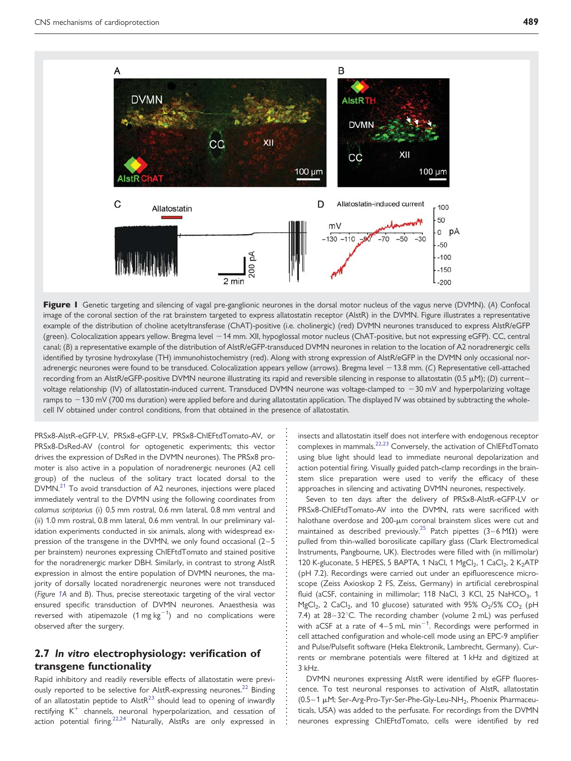**Figure 1** Genetic targeting and silencing of vagal pre-ganglionic neurones in the dorsal motor nucleus of the vagus nerve (DVMN). (*A*) Confocal image of the coronal section of the rat brainstem targeted to express allatostatin receptor (AlstR) in the DVMN. Figure illustrates a representative example of the distribution of choline acetyltransferase (ChAT)-positive (i.e. cholinergic) (red) DVMN neurones transduced to express AlstR/eGFP (green). Colocalization appears yellow. Bregma level −14 mm. XII, hypoglossal motor nucleus (ChAT-positive, but not expressing eGFP). CC, central canal; (*B*) a representative example of the distribution of AlstR/eGFP-transduced DVMN neurones in relation to the location of A2 noradrenergic cells identified by tyrosine hydroxylase (TH) immunohistochemistry (red). Along with strong expression of AlstR/eGFP in the DVMN only occasional noradrenergic neurones were found to be transduced. Colocalization appears yellow (arrows). Bregma level −13.8 mm. (*C*) Representative cell-attached recording from an AlstR/eGFP-positive DVMN neurone illustrating its rapid and reversible silencing in response to allatostatin (0.5 µM); (*D*) current–voltage relationship (IV) of allatostatin-induced current. Transduced DVMN neurone was voltage-clamped to −30 mV and hyperpolarizing voltage ramps to −130 mV (700 ms duration) were applied before and during allatostatin application. The displayed IV was obtained by subtracting the whole-cell IV obtained under control conditions, from that obtained in the presence of allatostatin.

PRSx8-AlstR-eGFP-LV, PRSx8-eGFP-LV, PRSx8-ChIEFtdTomato-AV, or PRSx8-DsRed-AV (control for optogenetic experiments; this vector drives the expression of DsRed in the DVMN neurones). The PRSx8 promoter is also active in a population of noradrenergic neurones (A2 cell group) of the nucleus of the solitary tract located dorsal to the DVMN.[21] To avoid transduction of A2 neurones, injections were placed immediately ventral to the DVMN using the following coordinates from *calamus scriptorius* (i) 0.5 mm rostral, 0.6 mm lateral, 0.8 mm ventral and (ii) 1.0 mm rostral, 0.8 mm lateral, 0.6 mm ventral. In our preliminary validation experiments conducted in six animals, along with widespread expression of the transgene in the DVMN, we only found occasional (2–5 per brainstem) neurones expressing ChIEFtdTomato and stained positive for the noradrenergic marker DBH. Similarly, in contrast to strong AlstR expression in almost the entire population of DVMN neurones, the majority of dorsally located noradrenergic neurones were not transduced (*Figure 1A* and *B*). Thus, precise stereotaxic targeting of the viral vector ensured specific transduction of DVMN neurones. Anaesthesia was reversed with atipemazole ($1\ mg\ kg^{-1}$) and no complications were observed after the surgery.

## 2.7 *In vitro* electrophysiology: verification of transgene functionality

Rapid inhibitory and readily reversible effects of allatostatin were previously reported to be selective for AlstR-expressing neurones.[22] Binding of an allatostatin peptide to AlstR[23] should lead to opening of inwardly rectifying $K^+$ channels, neuronal hyperpolarization, and cessation of action potential firing.[22,24] Naturally, AlstRs are only expressed in insects and allatostatin itself does not interfere with endogenous receptor complexes in mammals.[22,23] Conversely, the activation of ChIEFtdTomato using blue light should lead to immediate neuronal depolarization and action potential firing. Visually guided patch-clamp recordings in the brainstem slice preparation were used to verify the efficacy of these approaches in silencing and activating DVMN neurones, respectively.

Seven to ten days after the delivery of PRSx8-AlstR-eGFP-LV or PRSx8-ChIEFtdTomato-AV into the DVMN, rats were sacrificed with halothane overdose and 200-µm coronal brainstem slices were cut and maintained as described previously.[25] Patch pipettes (3–6 MΩ) were pulled from thin-walled borosilicate capillary glass (Clark Electromedical Instruments, Pangbourne, UK). Electrodes were filled with (in millimolar) 120 K-gluconate, 5 HEPES, 5 BAPTA, 1 NaCl, 1 $MgCl_2$, 1 $CaCl_2$, 2 $K_2ATP$ (pH 7.2). Recordings were carried out under an epifluorescence microscope (Zeiss Axioskop 2 FS, Zeiss, Germany) in artificial cerebrospinal fluid (aCSF, containing in millimolar; 118 NaCl, 3 KCl, 25 $NaHCO_3$, 1 $MgCl_2$, 2 $CaCl_2$, and 10 glucose) saturated with 95% $O_2$/5% $CO_2$ (pH 7.4) at 28–32°C. The recording chamber (volume 2 mL) was perfused with aCSF at a rate of 4–5 mL $min^{-1}$. Recordings were performed in cell attached configuration and whole-cell mode using an EPC-9 amplifier and Pulse/Pulsefit software (Heka Elektronik, Lambrecht, Germany). Currents or membrane potentials were filtered at 1 kHz and digitized at 3 kHz.

DVMN neurones expressing AlstR were identified by eGFP fluorescence. To test neuronal responses to activation of AlstR, allatostatin (0.5–1 µM; Ser-Arg-Pro-Tyr-Ser-Phe-Gly-Leu-$NH_2$, Phoenix Pharmaceuticals, USA) was added to the perfusate. For recordings from the DVMN neurones expressing ChIEFtdTomato, cells were identified by red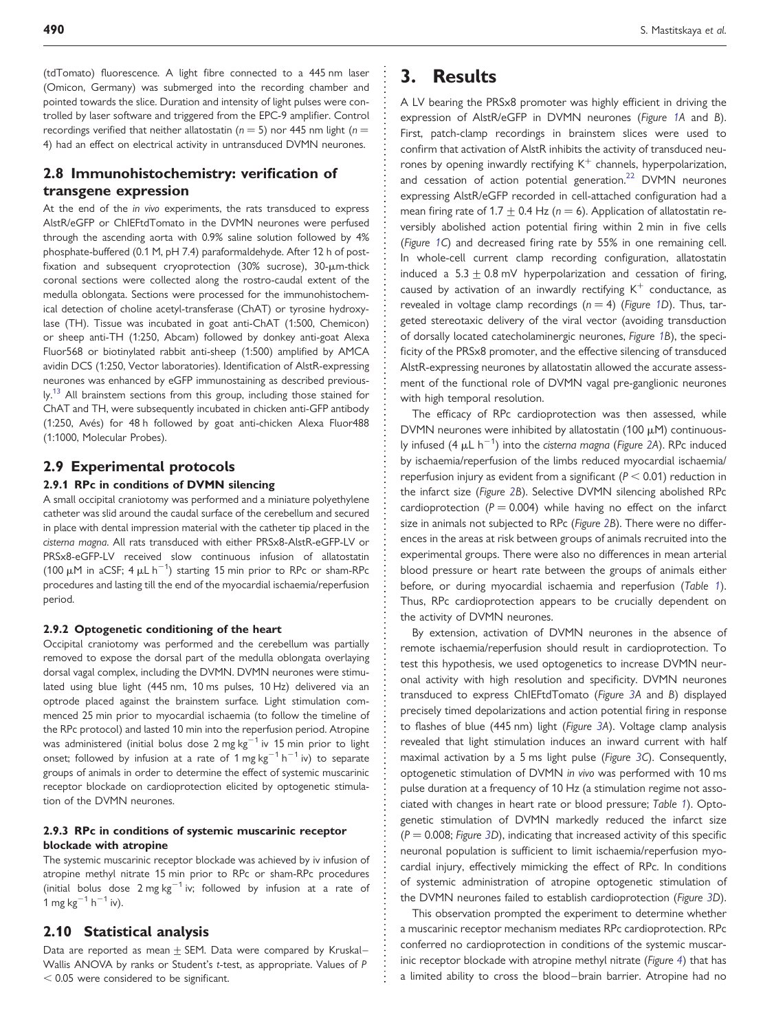(tdTomato) fluorescence. A light fibre connected to a 445 nm laser (Omicon, Germany) was submerged into the recording chamber and pointed towards the slice. Duration and intensity of light pulses were controlled by laser software and triggered from the EPC-9 amplifier. Control recordings verified that neither allatostatin ($n = 5$) nor 445 nm light ($n = 4$) had an effect on electrical activity in untransduced DVMN neurones.

## 2.8 Immunohistochemistry: verification of transgene expression

At the end of the *in vivo* experiments, the rats transduced to express AlstR/eGFP or ChIEFtdTomato in the DVMN neurones were perfused through the ascending aorta with 0.9% saline solution followed by 4% phosphate-buffered (0.1 M, pH 7.4) paraformaldehyde. After 12 h of post-fixation and subsequent cryoprotection (30% sucrose), 30-μm-thick coronal sections were collected along the rostro-caudal extent of the medulla oblongata. Sections were processed for the immunohistochemical detection of choline acetyl-transferase (ChAT) or tyrosine hydroxylase (TH). Tissue was incubated in goat anti-ChAT (1:500, Chemicon) or sheep anti-TH (1:250, Abcam) followed by donkey anti-goat Alexa Fluor568 or biotinylated rabbit anti-sheep (1:500) amplified by AMCA avidin DCS (1:250, Vector laboratories). Identification of AlstR-expressing neurones was enhanced by eGFP immunostaining as described previously.[13] All brainstem sections from this group, including those stained for ChAT and TH, were subsequently incubated in chicken anti-GFP antibody (1:250, Avés) for 48 h followed by goat anti-chicken Alexa Fluor488 (1:1000, Molecular Probes).

## 2.9 Experimental protocols

### 2.9.1 RPc in conditions of DVMN silencing

A small occipital craniotomy was performed and a miniature polyethylene catheter was slid around the caudal surface of the cerebellum and secured in place with dental impression material with the catheter tip placed in the *cisterna magna*. All rats transduced with either PRSx8-AlstR-eGFP-LV or PRSx8-eGFP-LV received slow continuous infusion of allatostatin (100 μM in aCSF; 4 μL $h^{-1}$) starting 15 min prior to RPc or sham-RPc procedures and lasting till the end of the myocardial ischaemia/reperfusion period.

### 2.9.2 Optogenetic conditioning of the heart

Occipital craniotomy was performed and the cerebellum was partially removed to expose the dorsal part of the medulla oblongata overlaying dorsal vagal complex, including the DVMN. DVMN neurones were stimulated using blue light (445 nm, 10 ms pulses, 10 Hz) delivered via an optrode placed against the brainstem surface. Light stimulation commenced 25 min prior to myocardial ischaemia (to follow the timeline of the RPc protocol) and lasted 10 min into the reperfusion period. Atropine was administered (initial bolus dose 2 mg $kg^{-1}$ iv 15 min prior to light onset; followed by infusion at a rate of 1 mg $kg^{-1}$ $h^{-1}$ iv) to separate groups of animals in order to determine the effect of systemic muscarinic receptor blockade on cardioprotection elicited by optogenetic stimulation of the DVMN neurones.

### 2.9.3 RPc in conditions of systemic muscarinic receptor blockade with atropine

The systemic muscarinic receptor blockade was achieved by iv infusion of atropine methyl nitrate 15 min prior to RPc or sham-RPc procedures (initial bolus dose 2 mg $kg^{-1}$ iv; followed by infusion at a rate of 1 mg $kg^{-1}$ $h^{-1}$ iv).

## 2.10 Statistical analysis

Data are reported as mean ± SEM. Data were compared by Kruskal–Wallis ANOVA by ranks or Student's *t*-test, as appropriate. Values of $P < 0.05$ were considered to be significant.

# 3. Results

A LV bearing the PRSx8 promoter was highly efficient in driving the expression of AlstR/eGFP in DVMN neurones (*Figure 1A* and *B*). First, patch-clamp recordings in brainstem slices were used to confirm that activation of AlstR inhibits the activity of transduced neurones by opening inwardly rectifying $K^+$ channels, hyperpolarization, and cessation of action potential generation.[22] DVMN neurones expressing AlstR/eGFP recorded in cell-attached configuration had a mean firing rate of 1.7 ± 0.4 Hz ($n = 6$). Application of allatostatin reversibly abolished action potential firing within 2 min in five cells (*Figure 1C*) and decreased firing rate by 55% in one remaining cell. In whole-cell current clamp recording configuration, allatostatin induced a 5.3 ± 0.8 mV hyperpolarization and cessation of firing, caused by activation of an inwardly rectifying $K^+$ conductance, as revealed in voltage clamp recordings ($n = 4$) (*Figure 1D*). Thus, targeted stereotaxic delivery of the viral vector (avoiding transduction of dorsally located catecholaminergic neurones, *Figure 1B*), the specificity of the PRSx8 promoter, and the effective silencing of transduced AlstR-expressing neurones by allatostatin allowed the accurate assessment of the functional role of DVMN vagal pre-ganglionic neurones with high temporal resolution.

The efficacy of RPc cardioprotection was then assessed, while DVMN neurones were inhibited by allatostatin (100 μM) continuously infused (4 μL $h^{-1}$) into the *cisterna magna* (*Figure 2A*). RPc induced by ischaemia/reperfusion of the limbs reduced myocardial ischaemia/reperfusion injury as evident from a significant ($P < 0.01$) reduction in the infarct size (*Figure 2B*). Selective DVMN silencing abolished RPc cardioprotection ($P = 0.004$) while having no effect on the infarct size in animals not subjected to RPc (*Figure 2B*). There were no differences in the areas at risk between groups of animals recruited into the experimental groups. There were also no differences in mean arterial blood pressure or heart rate between the groups of animals either before, or during myocardial ischaemia and reperfusion (*Table 1*). Thus, RPc cardioprotection appears to be crucially dependent on the activity of DVMN neurones.

By extension, activation of DVMN neurones in the absence of remote ischaemia/reperfusion should result in cardioprotection. To test this hypothesis, we used optogenetics to increase DVMN neuronal activity with high resolution and specificity. DVMN neurones transduced to express ChIEFtdTomato (*Figure 3A* and *B*) displayed precisely timed depolarizations and action potential firing in response to flashes of blue (445 nm) light (*Figure 3A*). Voltage clamp analysis revealed that light stimulation induces an inward current with half maximal activation by a 5 ms light pulse (*Figure 3C*). Consequently, optogenetic stimulation of DVMN *in vivo* was performed with 10 ms pulse duration at a frequency of 10 Hz (a stimulation regime not associated with changes in heart rate or blood pressure; *Table 1*). Optogenetic stimulation of DVMN markedly reduced the infarct size ($P = 0.008$; *Figure 3D*), indicating that increased activity of this specific neuronal population is sufficient to limit ischaemia/reperfusion myocardial injury, effectively mimicking the effect of RPc. In conditions of systemic administration of atropine optogenetic stimulation of the DVMN neurones failed to establish cardioprotection (*Figure 3D*).

This observation prompted the experiment to determine whether a muscarinic receptor mechanism mediates RPc cardioprotection. RPc conferred no cardioprotection in conditions of the systemic muscarinic receptor blockade with atropine methyl nitrate (*Figure 4*) that has a limited ability to cross the blood–brain barrier. Atropine had no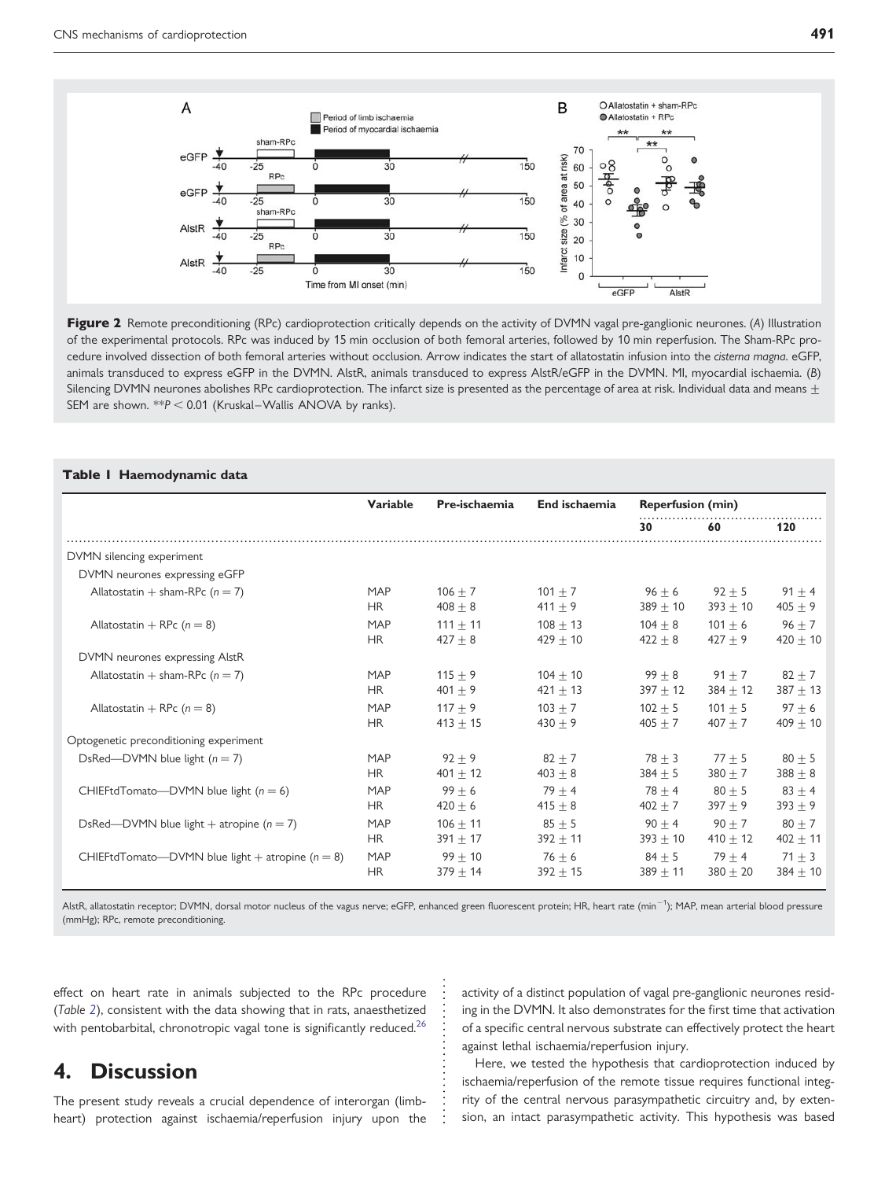**Figure 2** Remote preconditioning (RPc) cardioprotection critically depends on the activity of DVMN vagal pre-ganglionic neurones. (A) Illustration of the experimental protocols. RPc was induced by 15 min occlusion of both femoral arteries, followed by 10 min reperfusion. The Sham-RPc procedure involved dissection of both femoral arteries without occlusion. Arrow indicates the start of allatostatin infusion into the *cisterna magna*. eGFP, animals transduced to express eGFP in the DVMN. AlstR, animals transduced to express AlstR/eGFP in the DVMN. MI, myocardial ischaemia. (B) Silencing DVMN neurones abolishes RPc cardioprotection. The infarct size is presented as the percentage of area at risk. Individual data and means ± SEM are shown. $^{**}P < 0.01$ (Kruskal–Wallis ANOVA by ranks).

**Table 1 Haemodynamic data**

| | Variable | Pre-ischaemia | End ischaemia | Reperfusion (min) | | |
|---|---|---|---|---|---|---|
| | | | | 30 | 60 | 120 |
| DVMN silencing experiment | | | | | | |
| DVMN neurones expressing eGFP | | | | | | |
| Allatostatin + sham-RPc ($n = 7$) | MAP | 106 ± 7 | 101 ± 7 | 96 ± 6 | 92 ± 5 | 91 ± 4 |
| | HR | 408 ± 8 | 411 ± 9 | 389 ± 10 | 393 ± 10 | 405 ± 9 |
| Allatostatin + RPc ($n = 8$) | MAP | 111 ± 11 | 108 ± 13 | 104 ± 8 | 101 ± 6 | 96 ± 7 |
| | HR | 427 ± 8 | 429 ± 10 | 422 ± 8 | 427 ± 9 | 420 ± 10 |
| DVMN neurones expressing AlstR | | | | | | |
| Allatostatin + sham-RPc ($n = 7$) | MAP | 115 ± 9 | 104 ± 10 | 99 ± 8 | 91 ± 7 | 82 ± 7 |
| | HR | 401 ± 9 | 421 ± 13 | 397 ± 12 | 384 ± 12 | 387 ± 13 |
| Allatostatin + RPc ($n = 8$) | MAP | 117 ± 9 | 103 ± 7 | 102 ± 5 | 101 ± 5 | 97 ± 6 |
| | HR | 413 ± 15 | 430 ± 9 | 405 ± 7 | 407 ± 7 | 409 ± 10 |
| Optogenetic preconditioning experiment | | | | | | |
| DsRed—DVMN blue light ($n = 7$) | MAP | 92 ± 9 | 82 ± 7 | 78 ± 3 | 77 ± 5 | 80 ± 5 |
| | HR | 401 ± 12 | 403 ± 8 | 384 ± 5 | 380 ± 7 | 388 ± 8 |
| ChIEFtdTomato—DVMN blue light ($n = 6$) | MAP | 99 ± 6 | 79 ± 4 | 78 ± 4 | 80 ± 5 | 83 ± 4 |
| | HR | 420 ± 6 | 415 ± 8 | 402 ± 7 | 397 ± 9 | 393 ± 9 |
| DsRed—DVMN blue light + atropine ($n = 7$) | MAP | 106 ± 11 | 85 ± 5 | 90 ± 4 | 90 ± 7 | 80 ± 7 |
| | HR | 391 ± 17 | 392 ± 11 | 393 ± 10 | 410 ± 12 | 402 ± 11 |
| ChIEFtdTomato—DVMN blue light + atropine ($n = 8$) | MAP | 99 ± 10 | 76 ± 6 | 84 ± 5 | 79 ± 4 | 71 ± 3 |
| | HR | 379 ± 14 | 392 ± 15 | 389 ± 11 | 380 ± 20 | 384 ± 10 |

AlstR, allatostatin receptor; DVMN, dorsal motor nucleus of the vagus nerve; eGFP, enhanced green fluorescent protein; HR, heart rate ($\text{min}^{-1}$); MAP, mean arterial blood pressure (mmHg); RPc, remote preconditioning.

effect on heart rate in animals subjected to the RPc procedure (*Table 2*), consistent with the data showing that in rats, anaesthetized with pentobarbital, chronotropic vagal tone is significantly reduced.[26]

# 4. Discussion

The present study reveals a crucial dependence of interorgan (limb-heart) protection against ischaemia/reperfusion injury upon the activity of a distinct population of vagal pre-ganglionic neurones residing in the DVMN. It also demonstrates for the first time that activation of a specific central nervous substrate can effectively protect the heart against lethal ischaemia/reperfusion injury.

Here, we tested the hypothesis that cardioprotection induced by ischaemia/reperfusion of the remote tissue requires functional integrity of the central nervous parasympathetic circuitry and, by extension, an intact parasympathetic activity. This hypothesis was based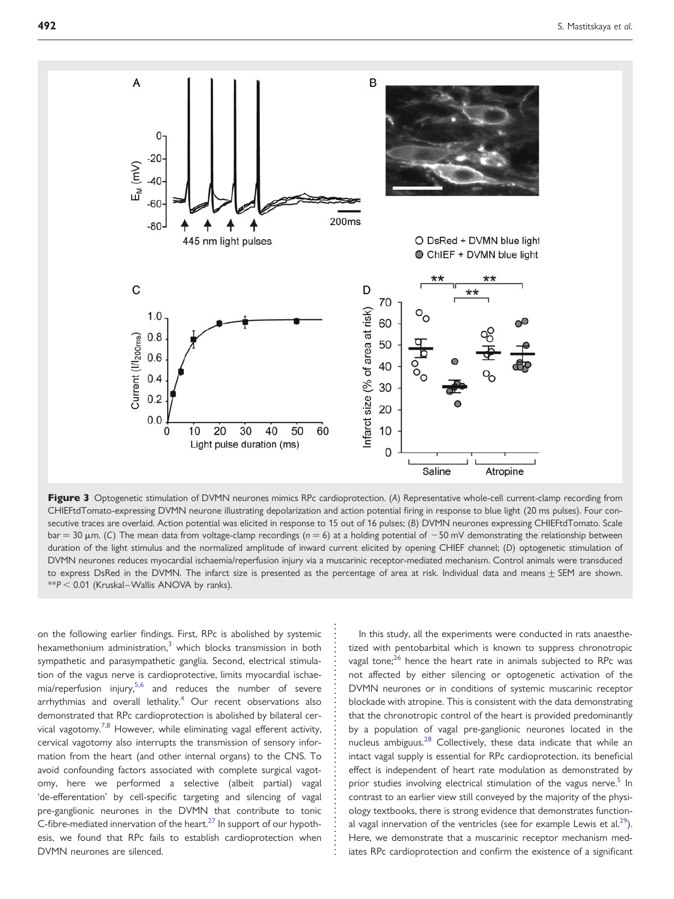**Figure 3** Optogenetic stimulation of DVMN neurones mimics RPc cardioprotection. (*A*) Representative whole-cell current-clamp recording from CHIEFtdTomato-expressing DVMN neurone illustrating depolarization and action potential firing in response to blue light (20 ms pulses). Four consecutive traces are overlaid. Action potential was elicited in response to 15 out of 16 pulses; (*B*) DVMN neurones expressing CHIEFtdTomato. Scale bar = 30 μm. (*C*) The mean data from voltage-clamp recordings ($n = 6$) at a holding potential of −50 mV demonstrating the relationship between duration of the light stimulus and the normalized amplitude of inward current elicited by opening CHIEF channel; (*D*) optogenetic stimulation of DVMN neurones reduces myocardial ischaemia/reperfusion injury via a muscarinic receptor-mediated mechanism. Control animals were transduced to express DsRed in the DVMN. The infarct size is presented as the percentage of area at risk. Individual data and means ± SEM are shown. $^{**}P < 0.01$ (Kruskal–Wallis ANOVA by ranks).

on the following earlier findings. First, RPc is abolished by systemic hexamethonium administration,[3] which blocks transmission in both sympathetic and parasympathetic ganglia. Second, electrical stimulation of the vagus nerve is cardioprotective, limits myocardial ischaemia/reperfusion injury,[5,6] and reduces the number of severe arrhythmias and overall lethality.[4] Our recent observations also demonstrated that RPc cardioprotection is abolished by bilateral cervical vagotomy.[7,8] However, while eliminating vagal efferent activity, cervical vagotomy also interrupts the transmission of sensory information from the heart (and other internal organs) to the CNS. To avoid confounding factors associated with complete surgical vagotomy, here we performed a selective (albeit partial) vagal 'de-efferentation' by cell-specific targeting and silencing of vagal pre-ganglionic neurones in the DVMN that contribute to tonic C-fibre-mediated innervation of the heart.[27] In support of our hypothesis, we found that RPc fails to establish cardioprotection when DVMN neurones are silenced.

In this study, all the experiments were conducted in rats anaesthetized with pentobarbital which is known to suppress chronotropic vagal tone;[26] hence the heart rate in animals subjected to RPc was not affected by either silencing or optogenetic activation of the DVMN neurones or in conditions of systemic muscarinic receptor blockade with atropine. This is consistent with the data demonstrating that the chronotropic control of the heart is provided predominantly by a population of vagal pre-ganglionic neurones located in the nucleus ambiguus.[28] Collectively, these data indicate that while an intact vagal supply is essential for RPc cardioprotection, its beneficial effect is independent of heart rate modulation as demonstrated by prior studies involving electrical stimulation of the vagus nerve.[5] In contrast to an earlier view still conveyed by the majority of the physiology textbooks, there is strong evidence that demonstrates functional vagal innervation of the ventricles (see for example Lewis et al.[29]). Here, we demonstrate that a muscarinic receptor mechanism mediates RPc cardioprotection and confirm the existence of a significant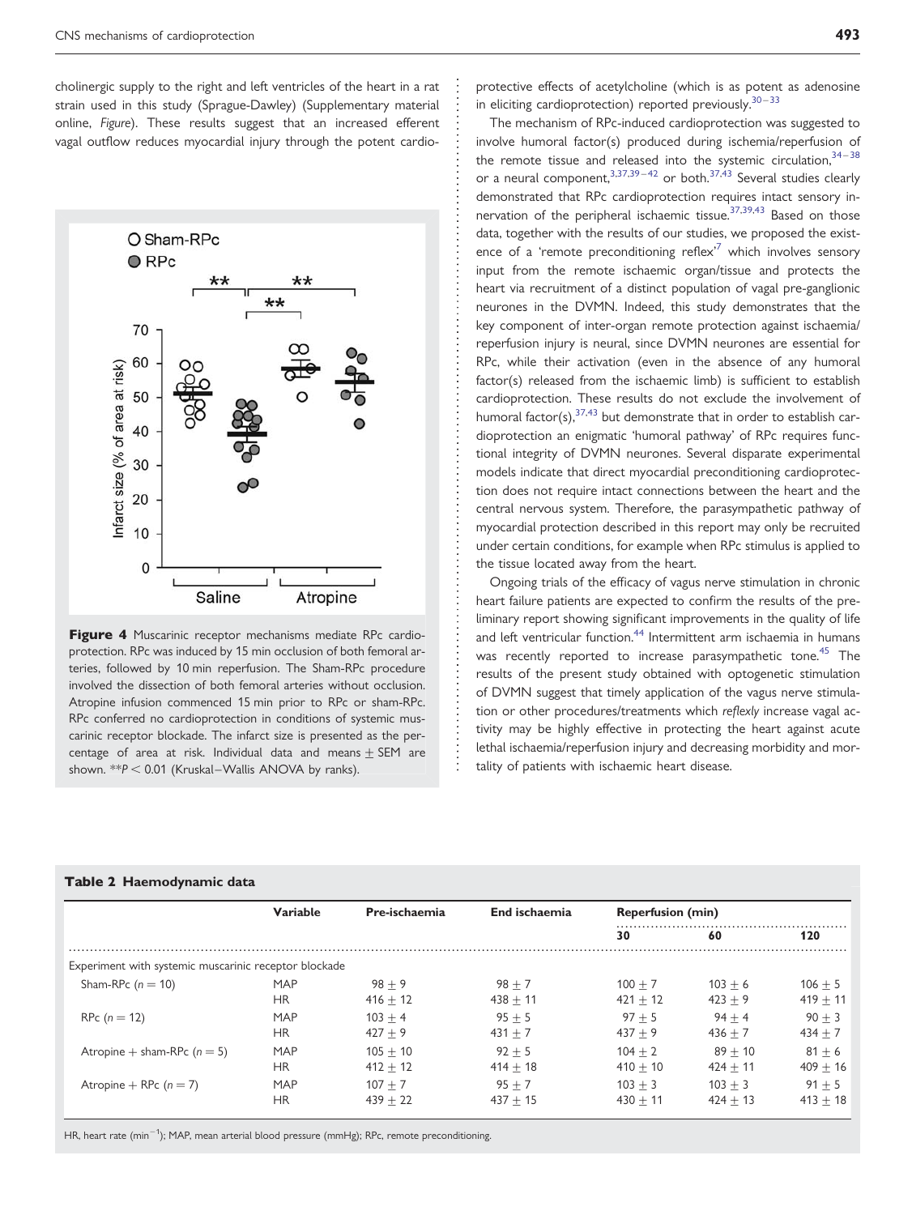cholinergic supply to the right and left ventricles of the heart in a rat strain used in this study (Sprague-Dawley) (Supplementary material online, *Figure*). These results suggest that an increased efferent vagal outflow reduces myocardial injury through the potent cardioprotective effects of acetylcholine (which is as potent as adenosine in eliciting cardioprotection) reported previously.[30–33]

**Figure 4** Muscarinic receptor mechanisms mediate RPc cardioprotection. RPc was induced by 15 min occlusion of both femoral arteries, followed by 10 min reperfusion. The Sham-RPc procedure involved the dissection of both femoral arteries without occlusion. Atropine infusion commenced 15 min prior to RPc or sham-RPc. RPc conferred no cardioprotection in conditions of systemic muscarinic receptor blockade. The infarct size is presented as the percentage of area at risk. Individual data and means ± SEM are shown. $^{**}P < 0.01$ (Kruskal–Wallis ANOVA by ranks).

The mechanism of RPc-induced cardioprotection was suggested to involve humoral factor(s) produced during ischaemia/reperfusion of the remote tissue and released into the systemic circulation,[34–38] or a neural component,[3,37,39–42] or both.[37,43] Several studies clearly demonstrated that RPc cardioprotection requires intact sensory innervation of the peripheral ischaemic tissue.[37,39,43] Based on those data, together with the results of our studies, we proposed the existence of a 'remote preconditioning reflex'[7] which involves sensory input from the remote ischaemic organ/tissue and protects the heart via recruitment of a distinct population of vagal pre-ganglionic neurones in the DVMN. Indeed, this study demonstrates that the key component of inter-organ remote protection against ischaemia/reperfusion injury is neural, since DVMN neurones are essential for RPc, while their activation (even in the absence of any humoral factor(s) released from the ischaemic limb) is sufficient to establish cardioprotection. These results do not exclude the involvement of humoral factor(s),[37,43] but demonstrate that in order to establish cardioprotection an enigmatic 'humoral pathway' of RPc requires functional integrity of DVMN neurones. Several disparate experimental models indicate that direct myocardial preconditioning cardioprotection does not require intact connections between the heart and the central nervous system. Therefore, the parasympathetic pathway of myocardial protection described in this report may only be recruited under certain conditions, for example when RPc stimulus is applied to the tissue located away from the heart.

Ongoing trials of the efficacy of vagus nerve stimulation in chronic heart failure patients are expected to confirm the results of the preliminary report showing significant improvements in the quality of life and left ventricular function.[44] Intermittent arm ischaemia in humans was recently reported to increase parasympathetic tone.[45] The results of the present study obtained with optogenetic stimulation of DVMN suggest that timely application of the vagus nerve stimulation or other procedures/treatments which *reflexly* increase vagal activity may be highly effective in protecting the heart against acute lethal ischaemia/reperfusion injury and decreasing morbidity and mortality of patients with ischaemic heart disease.

**Table 2** Haemodynamic data

| | Variable | Pre-ischaemia | End ischaemia | Reperfusion (min) | | |
|---|---|---|---|---|---|---|
| | | | | 30 | 60 | 120 |
| Experiment with systemic muscarinic receptor blockade | | | | | | |
| Sham-RPc ($n = 10$) | MAP | 98 ± 9 | 98 ± 7 | 100 ± 7 | 103 ± 6 | 106 ± 5 |
| | HR | 416 ± 12 | 438 ± 11 | 421 ± 12 | 423 ± 9 | 419 ± 11 |
| RPc ($n = 12$) | MAP | 103 ± 4 | 95 ± 5 | 97 ± 5 | 94 ± 4 | 90 ± 3 |
| | HR | 427 ± 9 | 431 ± 7 | 437 ± 9 | 436 ± 7 | 434 ± 7 |
| Atropine + sham-RPc ($n = 5$) | MAP | 105 ± 10 | 92 ± 5 | 104 ± 2 | 89 ± 10 | 81 ± 6 |
| | HR | 412 ± 12 | 414 ± 18 | 410 ± 10 | 424 ± 11 | 409 ± 16 |
| Atropine + RPc ($n = 7$) | MAP | 107 ± 7 | 95 ± 7 | 103 ± 3 | 103 ± 3 | 91 ± 5 |
| | HR | 439 ± 22 | 437 ± 15 | 430 ± 11 | 424 ± 13 | 413 ± 18 |

HR, heart rate ($\text{min}^{-1}$); MAP, mean arterial blood pressure (mmHg); RPc, remote preconditioning.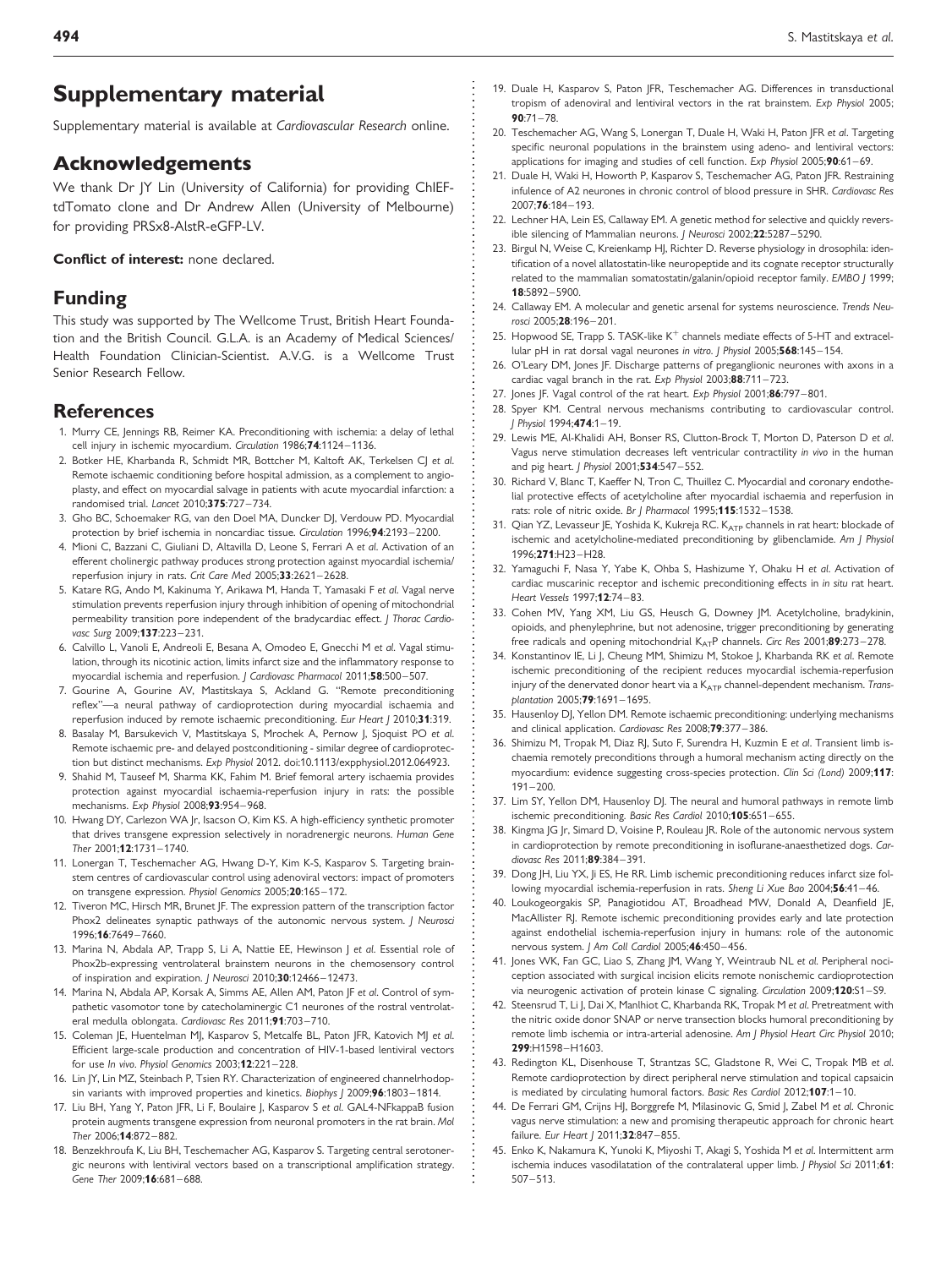## Supplementary material

Supplementary material is available at *Cardiovascular Research* online.

## Acknowledgements

We thank Dr JY Lin (University of California) for providing ChIEF-tdTomato clone and Dr Andrew Allen (University of Melbourne) for providing PRSx8-AlstR-eGFP-LV.

**Conflict of interest:** none declared.

## Funding

This study was supported by The Wellcome Trust, British Heart Foundation and the British Council. G.L.A. is an Academy of Medical Sciences/Health Foundation Clinician-Scientist. A.V.G. is a Wellcome Trust Senior Research Fellow.

## References

1. Murry CE, Jennings RB, Reimer KA. Preconditioning with ischemia: a delay of lethal cell injury in ischemic myocardium. *Circulation* 1986;**74**:1124–1136.
2. Botker HE, Kharbanda R, Schmidt MR, Bottcher M, Kaltoft AK, Terkelsen CJ *et al.* Remote ischaemic conditioning before hospital admission, as a complement to angioplasty, and effect on myocardial salvage in patients with acute myocardial infarction: a randomised trial. *Lancet* 2010;**375**:727–734.
3. Gho BC, Schoemaker RG, van den Doel MA, Duncker DJ, Verdouw PD. Myocardial protection by brief ischemia in noncardiac tissue. *Circulation* 1996;**94**:2193–2200.
4. Mioni C, Bazzani C, Giuliani D, Altavilla D, Leone S, Ferrari A *et al.* Activation of an efferent cholinergic pathway produces strong protection against myocardial ischemia/reperfusion injury in rats. *Crit Care Med* 2005;**33**:2621–2628.
5. Katare RG, Ando M, Kakinuma Y, Arikawa M, Handa T, Yamasaki F *et al.* Vagal nerve stimulation prevents reperfusion injury through inhibition of opening of mitochondrial permeability transition pore independent of the bradycardiac effect. *J Thorac Cardiovasc Surg* 2009;**137**:223–231.
6. Calvillo L, Vanoli E, Andreoli E, Besana A, Omodeo E, Gnecchi M *et al.* Vagal stimulation, through its nicotinic action, limits infarct size and the inflammatory response to myocardial ischemia and reperfusion. *J Cardiovasc Pharmacol* 2011;**58**:500–507.
7. Gourine A, Gourine AV, Mastitskaya S, Ackland G. "Remote preconditioning reflex"—a neural pathway of cardioprotection during myocardial ischaemia and reperfusion induced by remote ischaemic preconditioning. *Eur Heart J* 2010;**31**:319.
8. Basalay M, Barsukevich V, Mastitskaya S, Mrochek A, Pernow J, Sjoquist PO *et al.* Remote ischaemic pre- and delayed postconditioning - similar degree of cardioprotection but distinct mechanisms. *Exp Physiol* 2012. doi:10.1113/expphysiol.2012.064923.
9. Shahid M, Tauseef M, Sharma KK, Fahim M. Brief femoral artery ischaemia provides protection against myocardial ischaemia-reperfusion injury in rats: the possible mechanisms. *Exp Physiol* 2008;**93**:954–968.
10. Hwang DY, Carlezon WA Jr, Isacson O, Kim KS. A high-efficiency synthetic promoter that drives transgene expression selectively in noradrenergic neurons. *Human Gene Ther* 2001;**12**:1731–1740.
11. Lonergan T, Teschemacher AG, Hwang D-Y, Kim K-S, Kasparov S. Targeting brainstem centres of cardiovascular control using adenoviral vectors: impact of promoters on transgene expression. *Physiol Genomics* 2005;**20**:165–172.
12. Tiveron MC, Hirsch MR, Brunet JF. The expression pattern of the transcription factor Phox2 delineates synaptic pathways of the autonomic nervous system. *J Neurosci* 1996;**16**:7649–7660.
13. Marina N, Abdala AP, Trapp S, Li A, Nattie EE, Hewinson J *et al.* Essential role of Phox2b-expressing ventrolateral brainstem neurons in the chemosensory control of inspiration and expiration. *J Neurosci* 2010;**30**:12466–12473.
14. Marina N, Abdala AP, Korsak A, Simms AE, Allen AM, Paton JF *et al.* Control of sympathetic vasomotor tone by catecholaminergic C1 neurones of the rostral ventrolateral medulla oblongata. *Cardiovasc Res* 2011;**91**:703–710.
15. Coleman JE, Huentelman MJ, Kasparov S, Metcalfe BL, Paton JFR, Katovich MJ *et al.* Efficient large-scale production and concentration of HIV-1-based lentiviral vectors for use *In vivo*. *Physiol Genomics* 2003;**12**:221–228.
16. Lin JY, Lin MZ, Steinbach P, Tsien RY. Characterization of engineered channelrhodopsin variants with improved properties and kinetics. *Biophys J* 2009;**96**:1803–1814.
17. Liu BH, Yang Y, Paton JFR, Li F, Boulaire J, Kasparov S *et al.* GAL4-NFkappaB fusion protein augments transgene expression from neuronal promoters in the rat brain. *Mol Ther* 2006;**14**:872–882.
18. Benzekhroufa K, Liu BH, Teschemacher AG, Kasparov S. Targeting central serotonergic neurons with lentiviral vectors based on a transcriptional amplification strategy. *Gene Ther* 2009;**16**:681–688.
19. Duale H, Kasparov S, Paton JFR, Teschemacher AG. Differences in transductional tropism of adenoviral and lentiviral vectors in the rat brainstem. *Exp Physiol* 2005;**90**:71–78.
20. Teschemacher AG, Wang S, Lonergan T, Duale H, Waki H, Paton JFR *et al.* Targeting specific neuronal populations in the brainstem using adeno- and lentiviral vectors: applications for imaging and studies of cell function. *Exp Physiol* 2005;**90**:61–69.
21. Duale H, Waki H, Howorth P, Kasparov S, Teschemacher AG, Paton JFR. Restraining infulence of A2 neurones in chronic control of blood pressure in SHR. *Cardiovasc Res* 2007;**76**:184–193.
22. Lechner HA, Lein ES, Callaway EM. A genetic method for selective and quickly reversible silencing of Mammalian neurons. *J Neurosci* 2002;**22**:5287–5290.
23. Birgul N, Weise C, Kreienkamp HJ, Richter D. Reverse physiology in drosophila: identification of a novel allatostatin-like neuropeptide and its cognate receptor structurally related to the mammalian somatostatin/galanin/opioid receptor family. *EMBO J* 1999; **18**:5892–5900.
24. Callaway EM. A molecular and genetic arsenal for systems neuroscience. *Trends Neurosci* 2005;**28**:196–201.
25. Hopwood SE, Trapp S. TASK-like $K^+$ channels mediate effects of 5-HT and extracellular pH in rat dorsal vagal neurones *in vitro*. *J Physiol* 2005;**568**:145–154.
26. O'Leary DM, Jones JF. Discharge patterns of preganglionic neurones with axons in a cardiac vagal branch in the rat. *Exp Physiol* 2003;**88**:711–723.
27. Jones JF. Vagal control of the rat heart. *Exp Physiol* 2001;**86**:797–801.
28. Spyer KM. Central nervous mechanisms contributing to cardiovascular control. *J Physiol* 1994;**474**:1–19.
29. Lewis ME, Al-Khalidi AH, Bonser RS, Clutton-Brock T, Morton D, Paterson D *et al.* Vagus nerve stimulation decreases left ventricular contractility *in vivo* in the human and pig heart. *J Physiol* 2001;**534**:547–552.
30. Richard V, Blanc T, Kaeffer N, Tron C, Thuillez C. Myocardial and coronary endothelial protective effects of acetylcholine after myocardial ischaemia and reperfusion in rats: role of nitric oxide. *Br J Pharmacol* 1995;**115**:1532–1538.
31. Qian YZ, Levasseur JE, Yoshida K, Kukreja RC. $K_{ATP}$ channels in rat heart: blockade of ischemic and acetylcholine-mediated preconditioning by glibenclamide. *Am J Physiol* 1996;**271**:H23–H28.
32. Yamaguchi F, Nasa Y, Yabe K, Ohba S, Hashizume Y, Ohaku H *et al.* Activation of cardiac muscarinic receptor and ischemic preconditioning effects in *in situ* rat heart. *Heart Vessels* 1997;**12**:74–83.
33. Cohen MV, Yang XM, Liu GS, Heusch G, Downey JM. Acetylcholine, bradykinin, opioids, and phenylephrine, but not adenosine, trigger preconditioning by generating free radicals and opening mitochondrial $K_{ATP}$ channels. *Circ Res* 2001;**89**:273–278.
34. Konstantinov IE, Li J, Cheung MM, Shimizu M, Stokoe J, Kharbanda RK *et al.* Remote ischemic preconditioning of the recipient reduces myocardial ischemia-reperfusion injury of the denervated donor heart via a $K_{ATP}$ channel-dependent mechanism. *Transplantation* 2005;**79**:1691–1695.
35. Hausenloy DJ, Yellon DM. Remote ischaemic preconditioning: underlying mechanisms and clinical application. *Cardiovasc Res* 2008;**79**:377–386.
36. Shimizu M, Tropak M, Diaz RJ, Suto F, Surendra H, Kuzmin E *et al.* Transient limb ischaemia remotely preconditions through a humoral mechanism acting directly on the myocardium: evidence suggesting cross-species protection. *Clin Sci (Lond)* 2009;**117**: 191–200.
37. Lim SY, Yellon DM, Hausenloy DJ. The neural and humoral pathways in remote limb ischemic preconditioning. *Basic Res Cardiol* 2010;**105**:651–655.
38. Kingma JG Jr, Simard D, Voisine P, Rouleau JR. Role of the autonomic nervous system in cardioprotection by remote preconditioning in isoflurane-anaesthetized dogs. *Cardiovasc Res* 2011;**89**:384–391.
39. Dong JH, Liu YX, Ji ES, He RR. Limb ischemic preconditioning reduces infarct size following myocardial ischemia-reperfusion in rats. *Sheng Li Xue Bao* 2004;**56**:41–46.
40. Loukogeorgakis SP, Panagiotidou AT, Broadhead MW, Donald A, Deanfield JE, MacAllister RJ. Remote ischemic preconditioning provides early and late protection against endothelial ischemia-reperfusion injury in humans: role of the autonomic nervous system. *J Am Coll Cardiol* 2005;**46**:450–456.
41. Jones WK, Fan GC, Liao S, Zhang JM, Wang Y, Weintraub NL *et al.* Peripheral nociception associated with surgical incision elicits remote nonischemic cardioprotection via neurogenic activation of protein kinase C signaling. *Circulation* 2009;**120**:S1–S9.
42. Steensrud T, Li J, Dai X, Manlhiot C, Kharbanda RK, Tropak M *et al.* Pretreatment with the nitric oxide donor SNAP or nerve transection blocks humoral preconditioning by remote limb ischemia or intra-arterial adenosine. *Am J Physiol Heart Circ Physiol* 2010; **299**:H1598–H1603.
43. Redington KL, Disenhouse T, Strantzas SC, Gladstone R, Wei C, Tropak MB *et al.* Remote cardioprotection by direct peripheral nerve stimulation and topical capsaicin is mediated by circulating humoral factors. *Basic Res Cardiol* 2012;**107**:1–10.
44. De Ferrari GM, Crijns HJ, Borggrefe M, Milasinovic G, Smid J, Zabel M *et al.* Chronic vagus nerve stimulation: a new and promising therapeutic approach for chronic heart failure. *Eur Heart J* 2011;**32**:847–855.
45. Enko K, Nakamura K, Yunoki K, Miyoshi T, Akagi S, Yoshida M *et al.* Intermittent arm ischemia induces vasodilatation of the contralateral upper limb. *J Physiol Sci* 2011;**61**: 507–513.